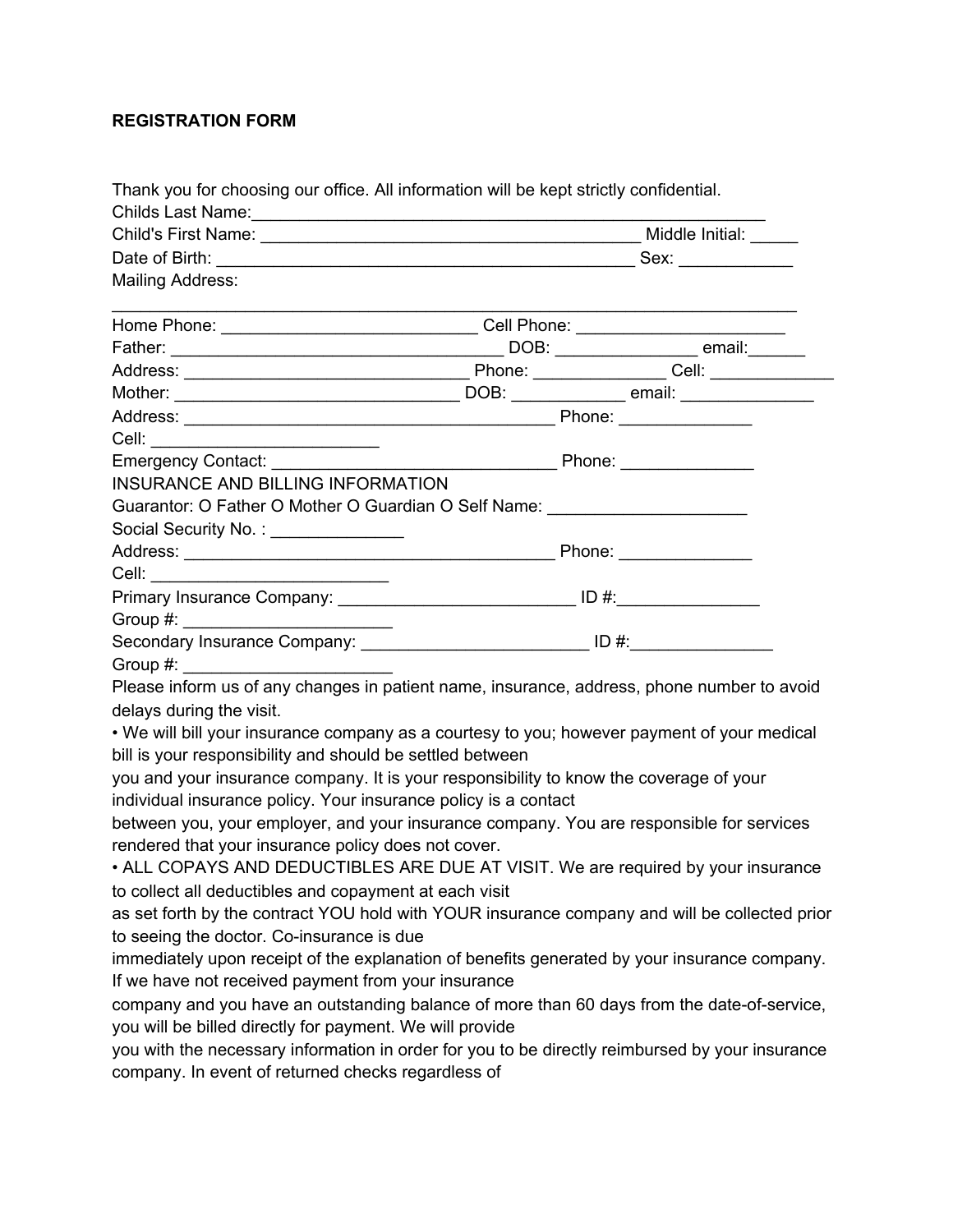**REGISTRATION FORM**

Thank you for choosing our office. All information will be kept strictly confidential.

Childs Last Name:_______________________________________________________

Child's First Name: _________________________________________ Middle Initial: _____

Date of Birth: _____________________________________________ Sex: ____________

Mailing Address:

____________________________________________________________________________

Home Phone: ____________________________ Cell Phone: _______________________

Father: ___________________________________ DOB: _______________ email:______

Address: _______________________________ Phone: ______________ Cell: _____________

Mother: _______________________________ DOB: ____________ email: ______________

Address: _________________________________________ Phone: ______________

Cell: _________________________

Emergency Contact: _______________________________ Phone: ______________

INSURANCE AND BILLING INFORMATION

Guarantor: O Father O Mother O Guardian O Self Name: _____________________

Social Security No. : ______________

Address: _________________________________________ Phone: ______________

Cell: __________________________

Primary Insurance Company: __________________________ ID #:_______________

Group #: _______________________

Secondary Insurance Company: _________________________ ID #:_______________

Group #: _______________________

Please inform us of any changes in patient name, insurance, address, phone number to avoid delays during the visit.

• We will bill your insurance company as a courtesy to you; however payment of your medical bill is your responsibility and should be settled between you and your insurance company. It is your responsibility to know the coverage of your individual insurance policy. Your insurance policy is a contact between you, your employer, and your insurance company. You are responsible for services rendered that your insurance policy does not cover.

• ALL COPAYS AND DEDUCTIBLES ARE DUE AT VISIT. We are required by your insurance to collect all deductibles and copayment at each visit as set forth by the contract YOU hold with YOUR insurance company and will be collected prior to seeing the doctor. Co-insurance is due immediately upon receipt of the explanation of benefits generated by your insurance company. If we have not received payment from your insurance company and you have an outstanding balance of more than 60 days from the date-of-service, you will be billed directly for payment. We will provide you with the necessary information in order for you to be directly reimbursed by your insurance company. In event of returned checks regardless of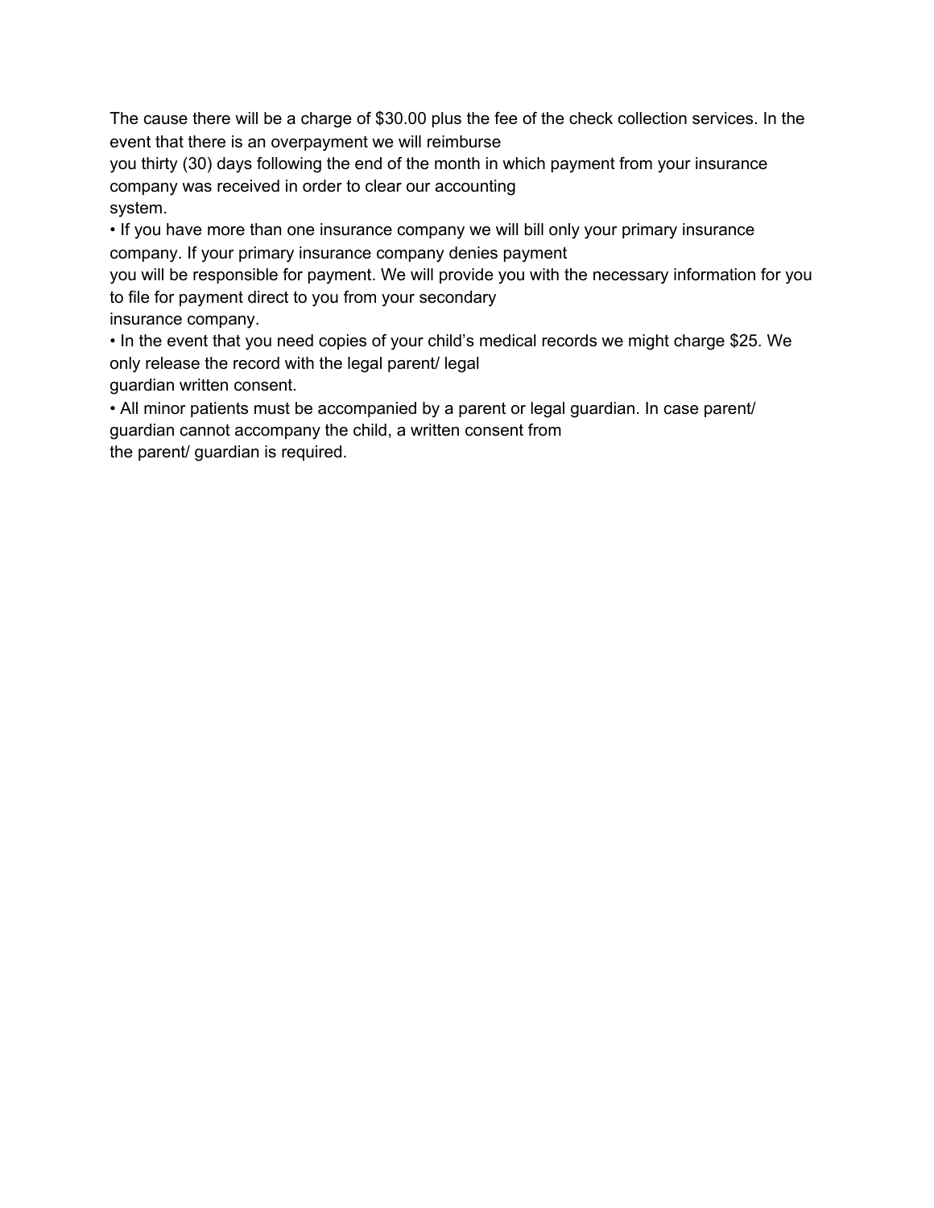The cause there will be a charge of $30.00 plus the fee of the check collection services. In the event that there is an overpayment we will reimburse you thirty (30) days following the end of the month in which payment from your insurance company was received in order to clear our accounting system.

- If you have more than one insurance company we will bill only your primary insurance company. If your primary insurance company denies payment you will be responsible for payment. We will provide you with the necessary information for you to file for payment direct to you from your secondary insurance company.
- In the event that you need copies of your child's medical records we might charge $25. We only release the record with the legal parent/ legal guardian written consent.
- All minor patients must be accompanied by a parent or legal guardian. In case parent/ guardian cannot accompany the child, a written consent from the parent/ guardian is required.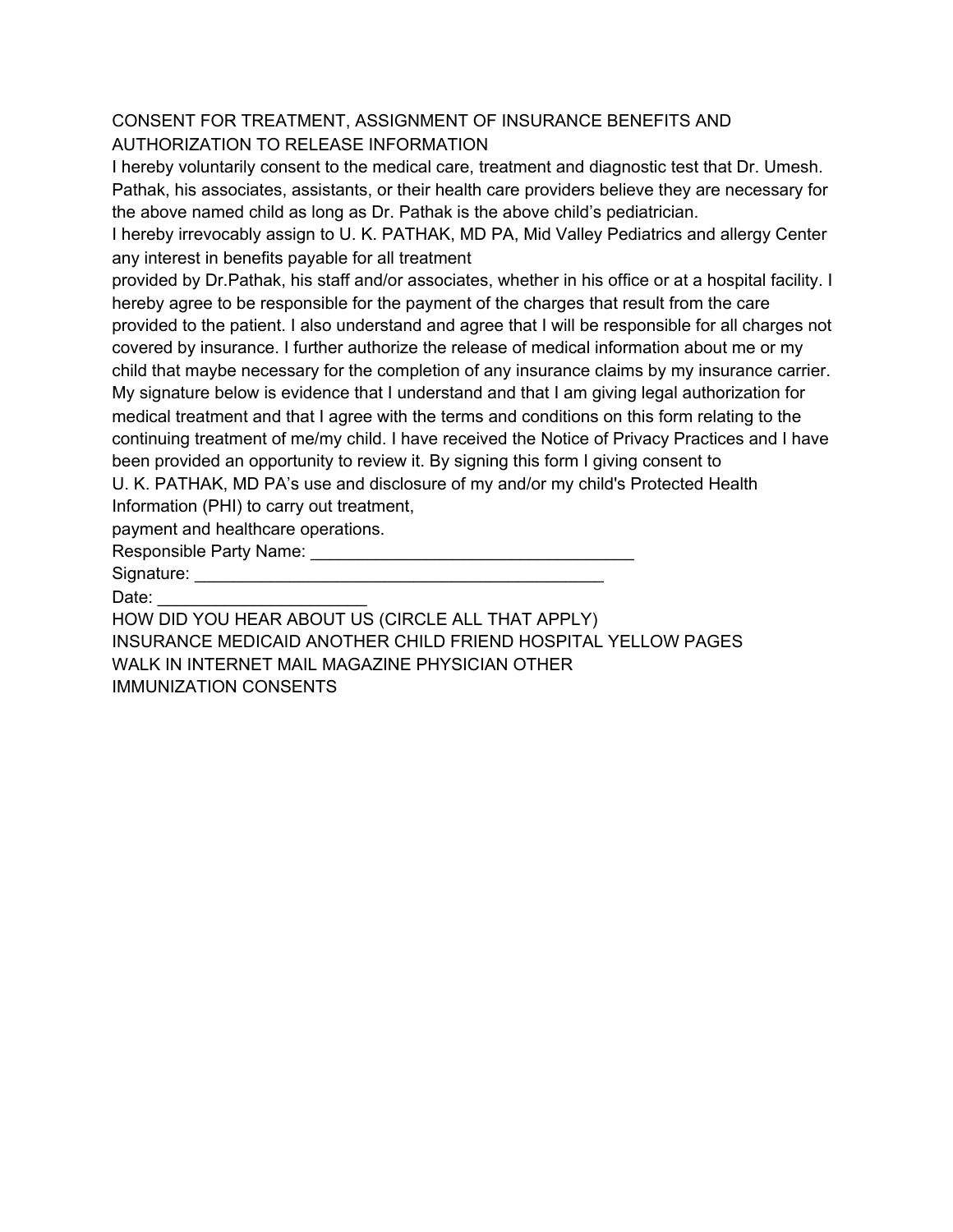## CONSENT FOR TREATMENT, ASSIGNMENT OF INSURANCE BENEFITS AND AUTHORIZATION TO RELEASE INFORMATION

I hereby voluntarily consent to the medical care, treatment and diagnostic test that Dr. Umesh. Pathak, his associates, assistants, or their health care providers believe they are necessary for the above named child as long as Dr. Pathak is the above child's pediatrician.

I hereby irrevocably assign to U. K. PATHAK, MD PA, Mid Valley Pediatrics and allergy Center any interest in benefits payable for all treatment provided by Dr.Pathak, his staff and/or associates, whether in his office or at a hospital facility. I hereby agree to be responsible for the payment of the charges that result from the care provided to the patient. I also understand and agree that I will be responsible for all charges not covered by insurance. I further authorize the release of medical information about me or my child that maybe necessary for the completion of any insurance claims by my insurance carrier. My signature below is evidence that I understand and that I am giving legal authorization for medical treatment and that I agree with the terms and conditions on this form relating to the continuing treatment of me/my child. I have received the Notice of Privacy Practices and I have been provided an opportunity to review it. By signing this form I giving consent to U. K. PATHAK, MD PA's use and disclosure of my and/or my child's Protected Health Information (PHI) to carry out treatment, payment and healthcare operations.

Responsible Party Name: ___________________________________

Signature: _____________________________________________

Date: ______________________

HOW DID YOU HEAR ABOUT US (CIRCLE ALL THAT APPLY)

INSURANCE MEDICAID ANOTHER CHILD FRIEND HOSPITAL YELLOW PAGES WALK IN INTERNET MAIL MAGAZINE PHYSICIAN OTHER

IMMUNIZATION CONSENTS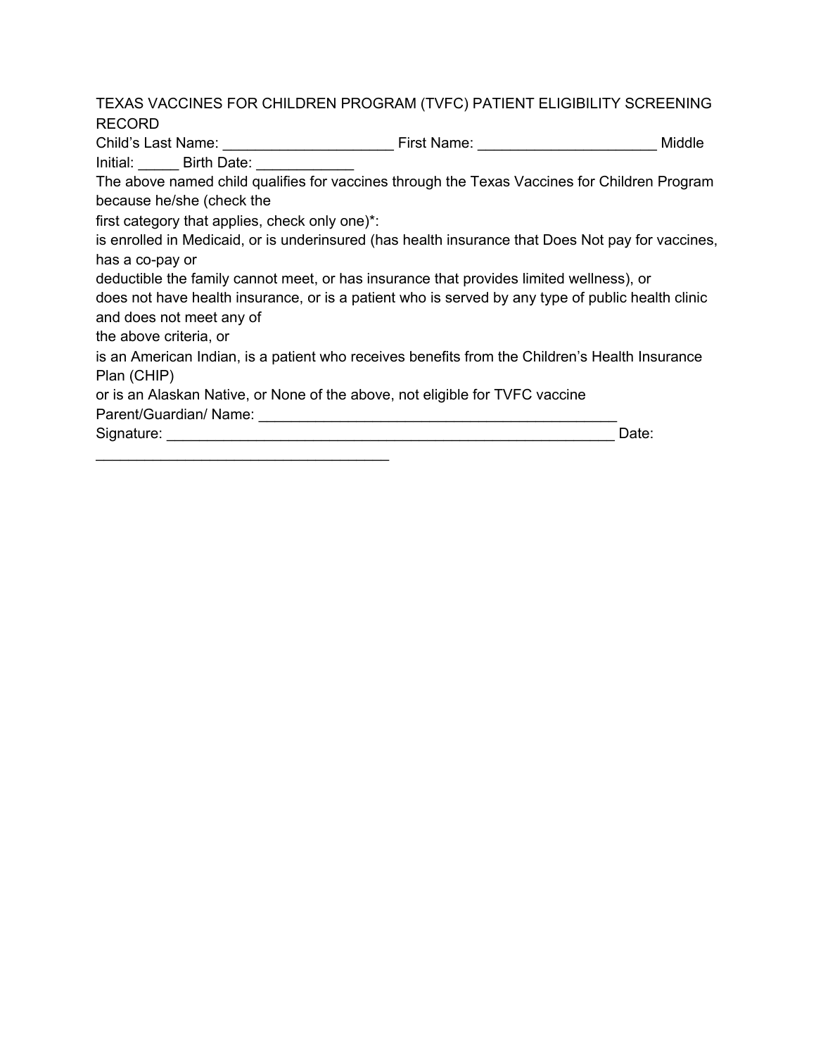TEXAS VACCINES FOR CHILDREN PROGRAM (TVFC) PATIENT ELIGIBILITY SCREENING RECORD

Child's Last Name: _____________________ First Name: ______________________ Middle Initial: _____ Birth Date: ____________

The above named child qualifies for vaccines through the Texas Vaccines for Children Program because he/she (check the first category that applies, check only one)*:

is enrolled in Medicaid, or is underinsured (has health insurance that Does Not pay for vaccines, has a co-pay or deductible the family cannot meet, or has insurance that provides limited wellness), or

does not have health insurance, or is a patient who is served by any type of public health clinic and does not meet any of the above criteria, or

is an American Indian, is a patient who receives benefits from the Children's Health Insurance Plan (CHIP) or is an Alaskan Native, or None of the above, not eligible for TVFC vaccine

Parent/Guardian/ Name: ______________________________________________

Signature: _________________________________________________________ Date: _____________________________________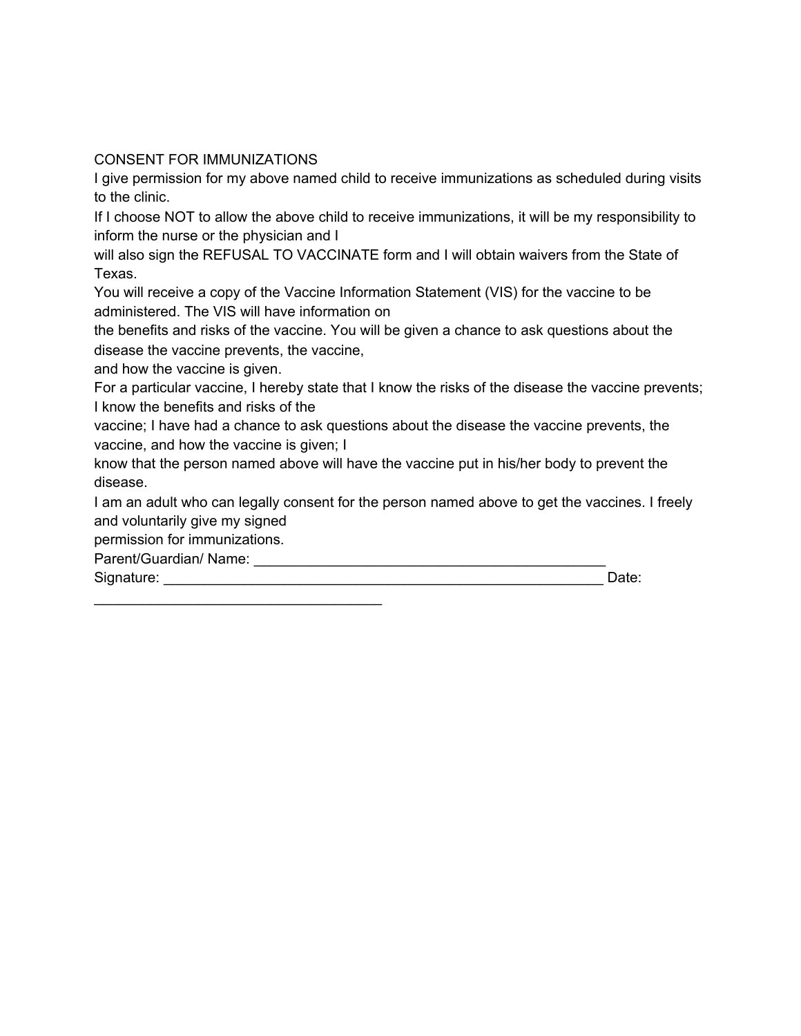CONSENT FOR IMMUNIZATIONS

I give permission for my above named child to receive immunizations as scheduled during visits to the clinic.

If I choose NOT to allow the above child to receive immunizations, it will be my responsibility to inform the nurse or the physician and I will also sign the REFUSAL TO VACCINATE form and I will obtain waivers from the State of Texas.

You will receive a copy of the Vaccine Information Statement (VIS) for the vaccine to be administered. The VIS will have information on the benefits and risks of the vaccine. You will be given a chance to ask questions about the disease the vaccine prevents, the vaccine, and how the vaccine is given.

For a particular vaccine, I hereby state that I know the risks of the disease the vaccine prevents; I know the benefits and risks of the vaccine; I have had a chance to ask questions about the disease the vaccine prevents, the vaccine, and how the vaccine is given; I know that the person named above will have the vaccine put in his/her body to prevent the disease.

I am an adult who can legally consent for the person named above to get the vaccines. I freely and voluntarily give my signed permission for immunizations.

Parent/Guardian/ Name: ______________________________________________

Signature: __________________________________________________________ Date: ______________________________________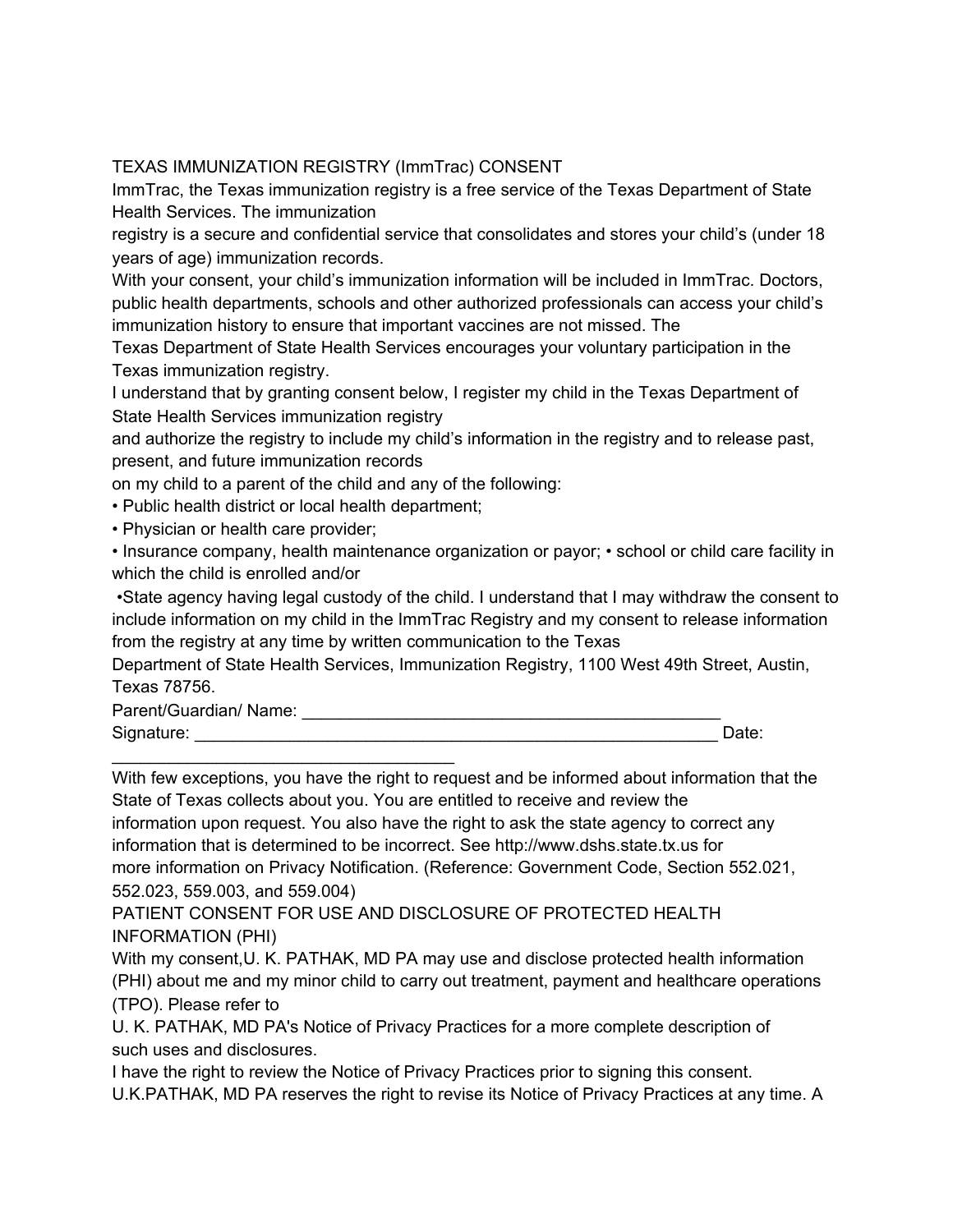## TEXAS IMMUNIZATION REGISTRY (ImmTrac) CONSENT

ImmTrac, the Texas immunization registry is a free service of the Texas Department of State Health Services. The immunization registry is a secure and confidential service that consolidates and stores your child's (under 18 years of age) immunization records.

With your consent, your child's immunization information will be included in ImmTrac. Doctors, public health departments, schools and other authorized professionals can access your child's immunization history to ensure that important vaccines are not missed. The Texas Department of State Health Services encourages your voluntary participation in the Texas immunization registry.

I understand that by granting consent below, I register my child in the Texas Department of State Health Services immunization registry and authorize the registry to include my child's information in the registry and to release past, present, and future immunization records on my child to a parent of the child and any of the following:

- Public health district or local health department;
- Physician or health care provider;
- Insurance company, health maintenance organization or payor;
- school or child care facility in which the child is enrolled and/or
- State agency having legal custody of the child.

I understand that I may withdraw the consent to include information on my child in the ImmTrac Registry and my consent to release information from the registry at any time by written communication to the Texas Department of State Health Services, Immunization Registry, 1100 West 49th Street, Austin, Texas 78756.

Parent/Guardian/ Name: ______________________________________________

Signature: _________________________________________________________ Date: ______________________________________

With few exceptions, you have the right to request and be informed about information that the State of Texas collects about you. You are entitled to receive and review the information upon request. You also have the right to ask the state agency to correct any information that is determined to be incorrect. See http://www.dshs.state.tx.us for more information on Privacy Notification. (Reference: Government Code, Section 552.021, 552.023, 559.003, and 559.004)

## PATIENT CONSENT FOR USE AND DISCLOSURE OF PROTECTED HEALTH INFORMATION (PHI)

With my consent,U. K. PATHAK, MD PA may use and disclose protected health information (PHI) about me and my minor child to carry out treatment, payment and healthcare operations (TPO). Please refer to U. K. PATHAK, MD PA's Notice of Privacy Practices for a more complete description of such uses and disclosures.

I have the right to review the Notice of Privacy Practices prior to signing this consent. U.K.PATHAK, MD PA reserves the right to revise its Notice of Privacy Practices at any time. A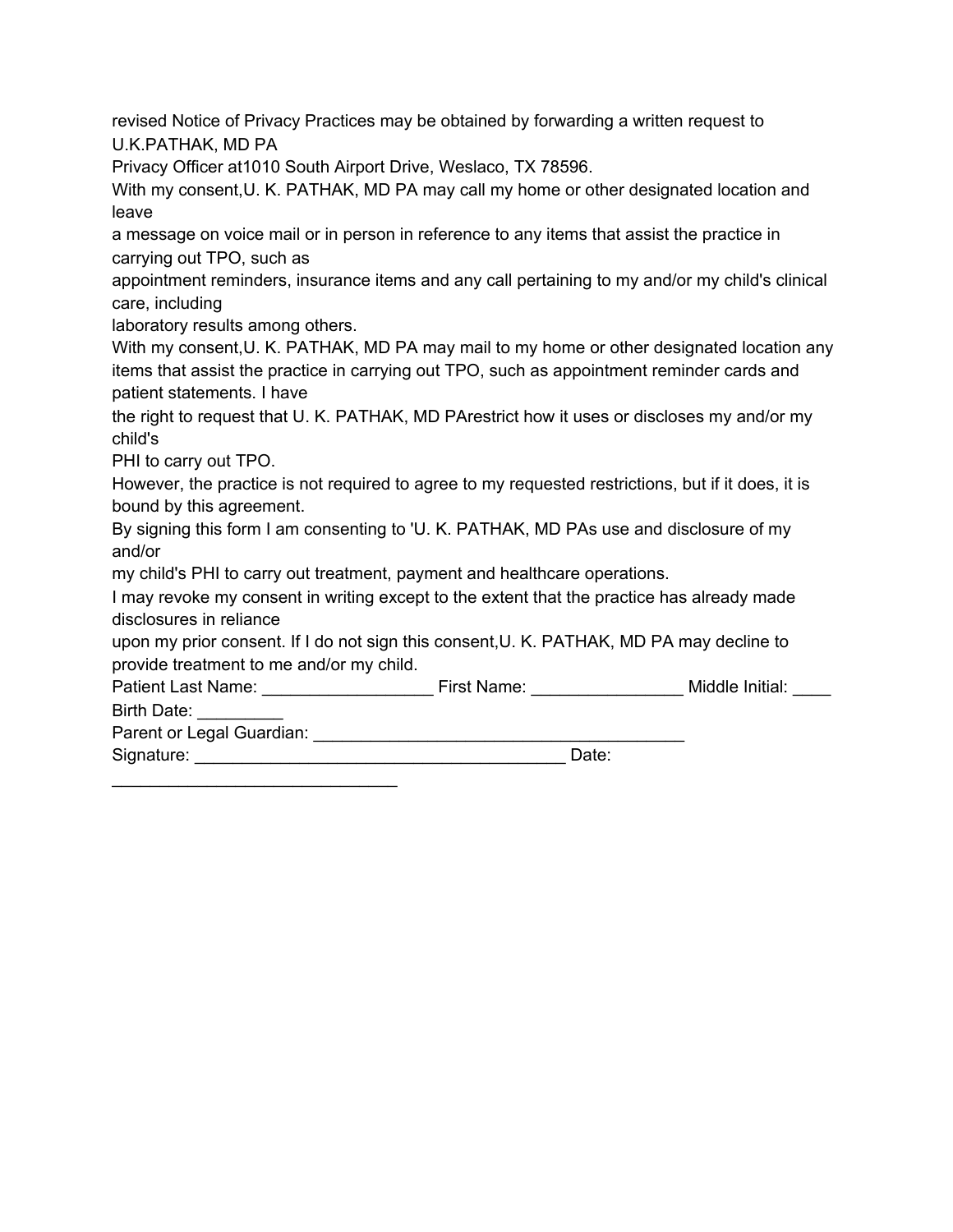revised Notice of Privacy Practices may be obtained by forwarding a written request to U.K.PATHAK, MD PA
Privacy Officer at1010 South Airport Drive, Weslaco, TX 78596.

With my consent,U. K. PATHAK, MD PA may call my home or other designated location and leave
a message on voice mail or in person in reference to any items that assist the practice in carrying out TPO, such as
appointment reminders, insurance items and any call pertaining to my and/or my child's clinical care, including
laboratory results among others.

With my consent,U. K. PATHAK, MD PA may mail to my home or other designated location any items that assist the practice in carrying out TPO, such as appointment reminder cards and patient statements. I have
the right to request that U. K. PATHAK, MD PArestrict how it uses or discloses my and/or my child's
PHI to carry out TPO.

However, the practice is not required to agree to my requested restrictions, but if it does, it is bound by this agreement.

By signing this form I am consenting to 'U. K. PATHAK, MD PAs use and disclosure of my and/or
my child's PHI to carry out treatment, payment and healthcare operations.

I may revoke my consent in writing except to the extent that the practice has already made disclosures in reliance
upon my prior consent. If I do not sign this consent,U. K. PATHAK, MD PA may decline to provide treatment to me and/or my child.

Patient Last Name: __________________ First Name: ________________ Middle Initial: ____
Birth Date: _________
Parent or Legal Guardian: _______________________________________
Signature: _______________________________________ Date: ______________________________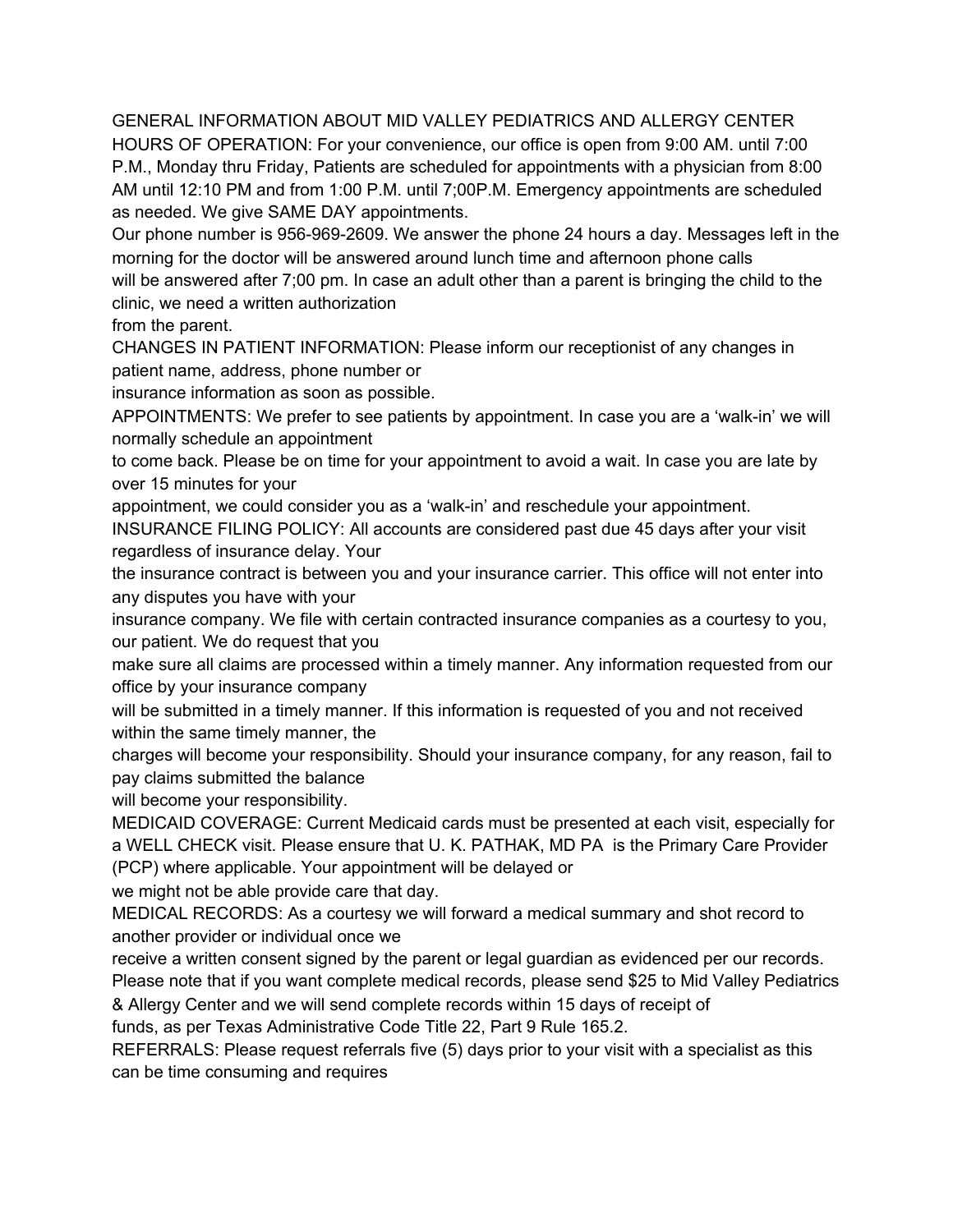GENERAL INFORMATION ABOUT MID VALLEY PEDIATRICS AND ALLERGY CENTER

HOURS OF OPERATION: For your convenience, our office is open from 9:00 AM. until 7:00 P.M., Monday thru Friday, Patients are scheduled for appointments with a physician from 8:00 AM until 12:10 PM and from 1:00 P.M. until 7;00P.M. Emergency appointments are scheduled as needed. We give SAME DAY appointments.

Our phone number is 956-969-2609. We answer the phone 24 hours a day. Messages left in the morning for the doctor will be answered around lunch time and afternoon phone calls will be answered after 7;00 pm. In case an adult other than a parent is bringing the child to the clinic, we need a written authorization from the parent.

CHANGES IN PATIENT INFORMATION: Please inform our receptionist of any changes in patient name, address, phone number or insurance information as soon as possible.

APPOINTMENTS: We prefer to see patients by appointment. In case you are a 'walk-in' we will normally schedule an appointment to come back. Please be on time for your appointment to avoid a wait. In case you are late by over 15 minutes for your appointment, we could consider you as a 'walk-in' and reschedule your appointment.

INSURANCE FILING POLICY: All accounts are considered past due 45 days after your visit regardless of insurance delay. Your the insurance contract is between you and your insurance carrier. This office will not enter into any disputes you have with your insurance company. We file with certain contracted insurance companies as a courtesy to you, our patient. We do request that you make sure all claims are processed within a timely manner. Any information requested from our office by your insurance company will be submitted in a timely manner. If this information is requested of you and not received within the same timely manner, the charges will become your responsibility. Should your insurance company, for any reason, fail to pay claims submitted the balance will become your responsibility.

MEDICAID COVERAGE: Current Medicaid cards must be presented at each visit, especially for a WELL CHECK visit. Please ensure that U. K. PATHAK, MD PA is the Primary Care Provider (PCP) where applicable. Your appointment will be delayed or we might not be able provide care that day.

MEDICAL RECORDS: As a courtesy we will forward a medical summary and shot record to another provider or individual once we receive a written consent signed by the parent or legal guardian as evidenced per our records. Please note that if you want complete medical records, please send $25 to Mid Valley Pediatrics & Allergy Center and we will send complete records within 15 days of receipt of funds, as per Texas Administrative Code Title 22, Part 9 Rule 165.2.

REFERRALS: Please request referrals five (5) days prior to your visit with a specialist as this can be time consuming and requires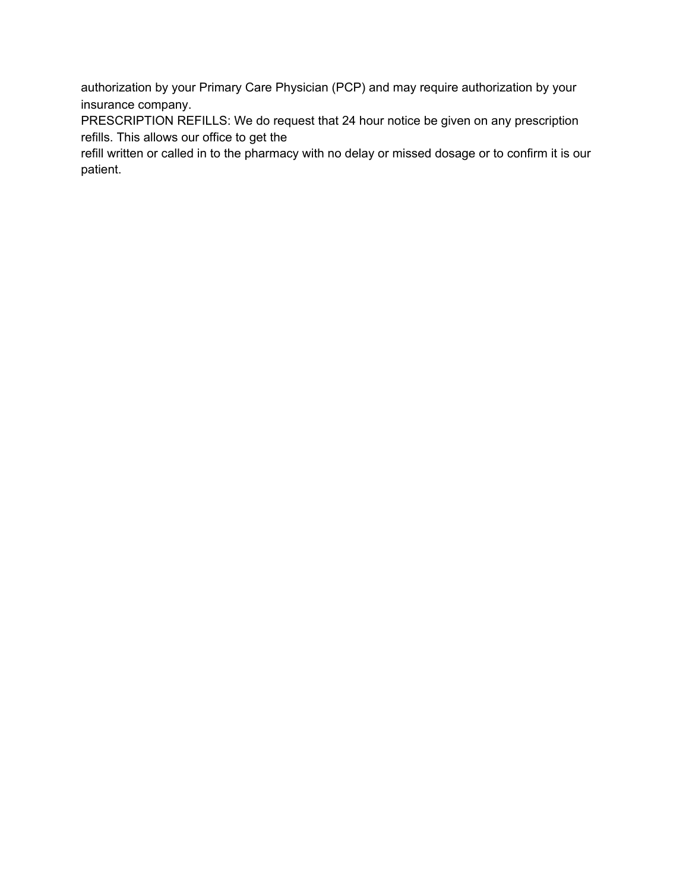authorization by your Primary Care Physician (PCP) and may require authorization by your insurance company.

PRESCRIPTION REFILLS: We do request that 24 hour notice be given on any prescription refills. This allows our office to get the refill written or called in to the pharmacy with no delay or missed dosage or to confirm it is our patient.